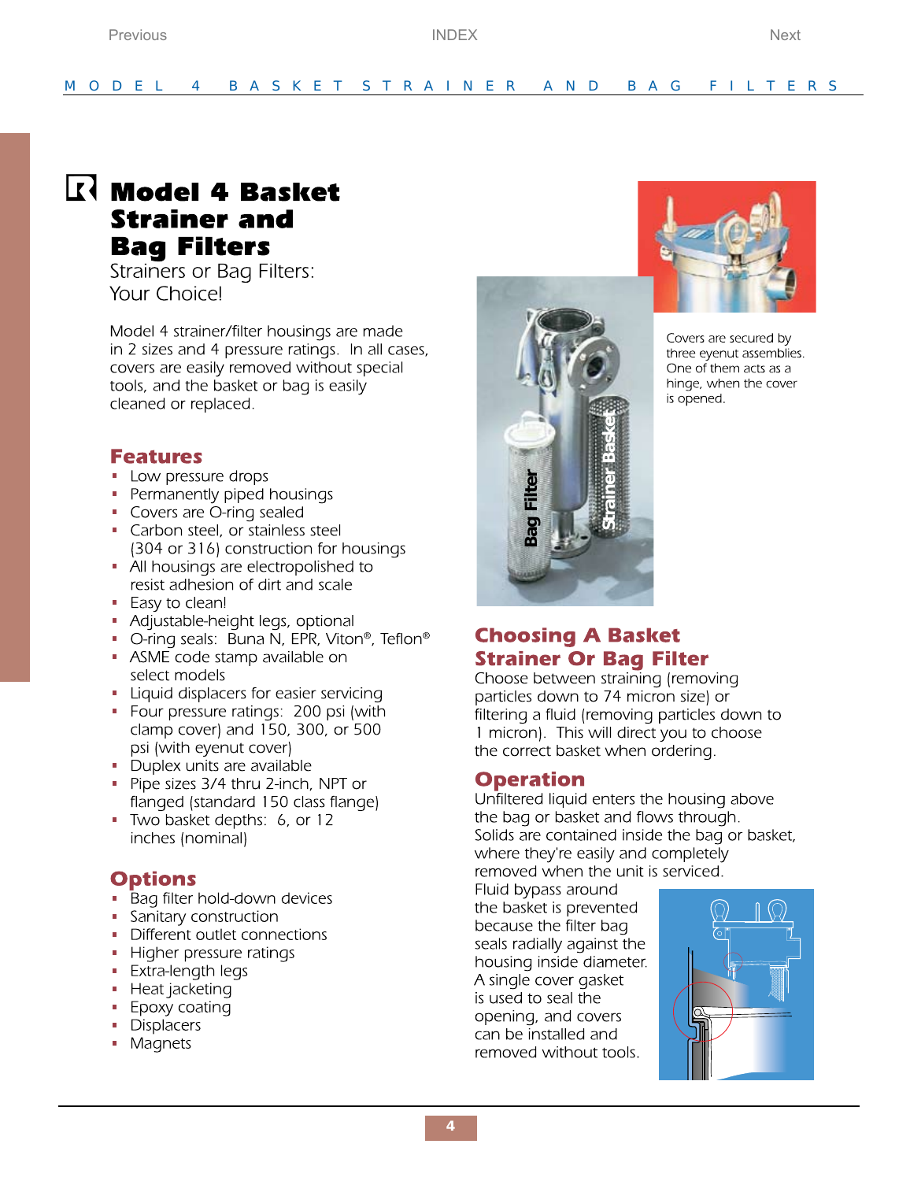# Model 4 Basket Strainer and Bag Filters

Strainers or Bag Filters:
Your Choice!

Model 4 strainer/filter housings are made in 2 sizes and 4 pressure ratings. In all cases, covers are easily removed without special tools, and the basket or bag is easily cleaned or replaced.

## Features

- Low pressure drops
- Permanently piped housings
- Covers are O-ring sealed
- Carbon steel, or stainless steel (304 or 316) construction for housings
- All housings are electropolished to resist adhesion of dirt and scale
- Easy to clean!
- Adjustable-height legs, optional
- O-ring seals: Buna N, EPR, Viton®, Teflon®
- ASME code stamp available on select models
- Liquid displacers for easier servicing
- Four pressure ratings: 200 psi (with clamp cover) and 150, 300, or 500 psi (with eyenut cover)
- Duplex units are available
- Pipe sizes 3/4 thru 2-inch, NPT or flanged (standard 150 class flange)
- Two basket depths: 6, or 12 inches (nominal)

## Options

- Bag filter hold-down devices
- Sanitary construction
- Different outlet connections
- Higher pressure ratings
- Extra-length legs
- Heat jacketing
- Epoxy coating
- Displacers
- Magnets

Covers are secured by three eyenut assemblies. One of them acts as a hinge, when the cover is opened.

## Choosing A Basket Strainer Or Bag Filter

Choose between straining (removing particles down to 74 micron size) or filtering a fluid (removing particles down to 1 micron). This will direct you to choose the correct basket when ordering.

## Operation

Unfiltered liquid enters the housing above the bag or basket and flows through. Solids are contained inside the bag or basket, where they're easily and completely removed when the unit is serviced. Fluid bypass around the basket is prevented because the filter bag seals radially against the housing inside diameter. A single cover gasket is used to seal the opening, and covers can be installed and removed without tools.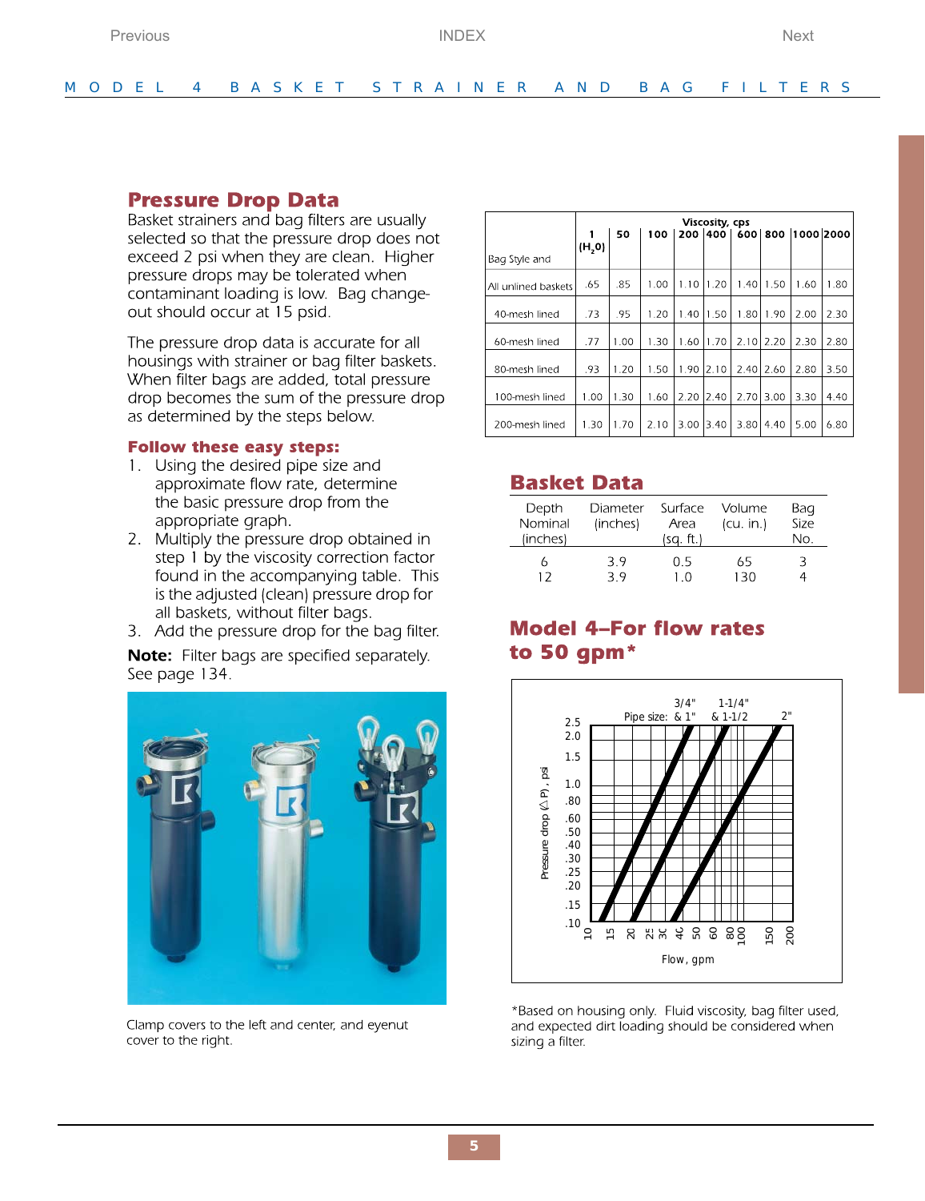## Pressure Drop Data

Basket strainers and bag filters are usually selected so that the pressure drop does not exceed 2 psi when they are clean. Higher pressure drops may be tolerated when contaminant loading is low. Bag change-out should occur at 15 psid.

The pressure drop data is accurate for all housings with strainer or bag filter baskets. When filter bags are added, total pressure drop becomes the sum of the pressure drop as determined by the steps below.

### Follow these easy steps:

1. Using the desired pipe size and approximate flow rate, determine the basic pressure drop from the appropriate graph.
2. Multiply the pressure drop obtained in step 1 by the viscosity correction factor found in the accompanying table. This is the adjusted (clean) pressure drop for all baskets, without filter bags.
3. Add the pressure drop for the bag filter.

**Note:** Filter bags are specified separately. See page 134.

Clamp covers to the left and center, and eyenut cover to the right.

| Bag Style and | Viscosity, cps 1 ($H_2O$) | 50 | 100 | 200 | 400 | 600 | 800 | 1000 | 2000 |
|---|---|---|---|---|---|---|---|---|---|
| All unlined baskets | .65 | .85 | 1.00 | 1.10 | 1.20 | 1.40 | 1.50 | 1.60 | 1.80 |
| 40-mesh lined | .73 | .95 | 1.20 | 1.40 | 1.50 | 1.80 | 1.90 | 2.00 | 2.30 |
| 60-mesh lined | .77 | 1.00 | 1.30 | 1.60 | 1.70 | 2.10 | 2.20 | 2.30 | 2.80 |
| 80-mesh lined | .93 | 1.20 | 1.50 | 1.90 | 2.10 | 2.40 | 2.60 | 2.80 | 3.50 |
| 100-mesh lined | 1.00 | 1.30 | 1.60 | 2.20 | 2.40 | 2.70 | 3.00 | 3.30 | 4.40 |
| 200-mesh lined | 1.30 | 1.70 | 2.10 | 3.00 | 3.40 | 3.80 | 4.40 | 5.00 | 6.80 |

## Basket Data

| Depth Nominal (inches) | Diameter (inches) | Surface Area (sq. ft.) | Volume (cu. in.) | Bag Size No. |
|---|---|---|---|---|
| 6 | 3.9 | 0.5 | 65 | 3 |
| 12 | 3.9 | 1.0 | 130 | 4 |

## Model 4–For flow rates to 50 gpm*

Pipe size: 3/4" & 1", 1-1/4" & 1-1/2, 2"

Pressure drop (Δ P), psi

Flow, gpm

*Based on housing only. Fluid viscosity, bag filter used, and expected dirt loading should be considered when sizing a filter.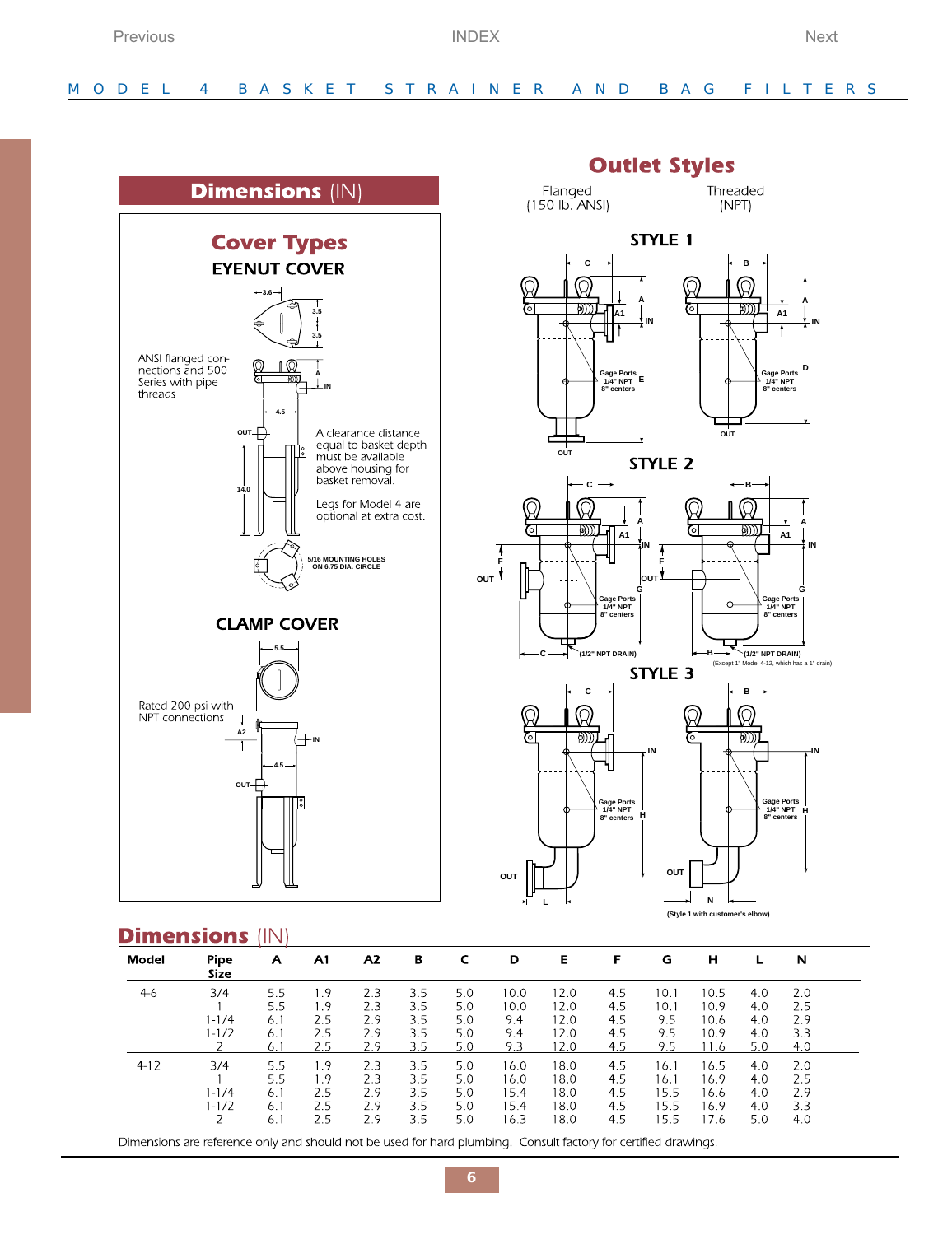## Dimensions (IN)

### Cover Types

#### EYENUT COVER

ANSI flanged connections and 500 Series with pipe threads

A clearance distance equal to basket depth must be available above housing for basket removal.

Legs for Model 4 are optional at extra cost.

5/16 MOUNTING HOLES ON 6.75 DIA. CIRCLE

#### CLAMP COVER

Rated 200 psi with NPT connections

## Outlet Styles

Flanged (150 lb. ANSI)

Threaded (NPT)

### STYLE 1

Gage Ports 1/4" NPT 8" centers

### STYLE 2

Gage Ports 1/4" NPT 8" centers

(1/2" NPT DRAIN)

(Except 1" Model 4-12, which has a 1" drain)

### STYLE 3

Gage Ports 1/4" NPT 8" centers

(Style 1 with customer's elbow)

## Dimensions (IN)

| Model | Pipe Size | A | A1 | A2 | B | C | D | E | F | G | H | L | N |
|---|---|---|---|---|---|---|---|---|---|---|---|---|---|
| 4-6 | 3/4 | 5.5 | 1.9 | 2.3 | 3.5 | 5.0 | 10.0 | 12.0 | 4.5 | 10.1 | 10.5 | 4.0 | 2.0 |
| | 1 | 5.5 | 1.9 | 2.3 | 3.5 | 5.0 | 10.0 | 12.0 | 4.5 | 10.1 | 10.9 | 4.0 | 2.5 |
| | 1-1/4 | 6.1 | 2.5 | 2.9 | 3.5 | 5.0 | 9.4 | 12.0 | 4.5 | 9.5 | 10.6 | 4.0 | 2.9 |
| | 1-1/2 | 6.1 | 2.5 | 2.9 | 3.5 | 5.0 | 9.4 | 12.0 | 4.5 | 9.5 | 10.9 | 4.0 | 3.3 |
| | 2 | 6.1 | 2.5 | 2.9 | 3.5 | 5.0 | 9.3 | 12.0 | 4.5 | 9.5 | 11.6 | 5.0 | 4.0 |
| 4-12 | 3/4 | 5.5 | 1.9 | 2.3 | 3.5 | 5.0 | 16.0 | 18.0 | 4.5 | 16.1 | 16.5 | 4.0 | 2.0 |
| | 1 | 5.5 | 1.9 | 2.3 | 3.5 | 5.0 | 16.0 | 18.0 | 4.5 | 16.1 | 16.9 | 4.0 | 2.5 |
| | 1-1/4 | 6.1 | 2.5 | 2.9 | 3.5 | 5.0 | 15.4 | 18.0 | 4.5 | 15.5 | 16.6 | 4.0 | 2.9 |
| | 1-1/2 | 6.1 | 2.5 | 2.9 | 3.5 | 5.0 | 15.4 | 18.0 | 4.5 | 15.5 | 16.9 | 4.0 | 3.3 |
| | 2 | 6.1 | 2.5 | 2.9 | 3.5 | 5.0 | 16.3 | 18.0 | 4.5 | 15.5 | 17.6 | 5.0 | 4.0 |

Dimensions are reference only and should not be used for hard plumbing. Consult factory for certified drawings.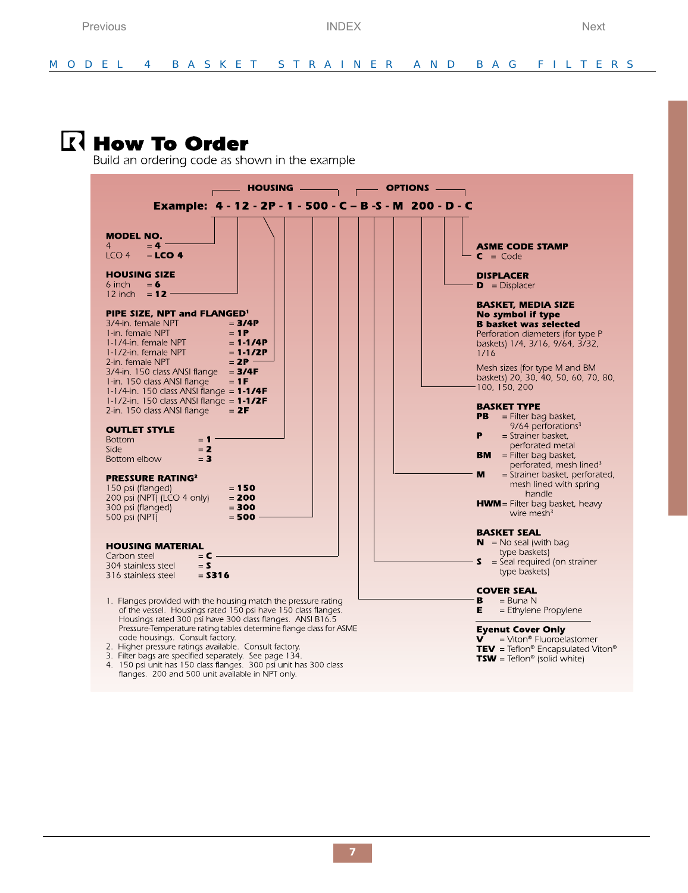## How To Order

Build an ordering code as shown in the example

HOUSING — OPTIONS

**Example: 4 - 12 - 2P - 1 - 500 - C – B -S - M 200 - D - C**

**MODEL NO.**
4 = **4**
LCO 4 = **LCO 4**

**HOUSING SIZE**
6 inch = **6**
12 inch = **12**

**PIPE SIZE, NPT and FLANGED**[1]

| | |
|---|---|
| 3/4-in. female NPT | = **3/4P** |
| 1-in. female NPT | = **1P** |
| 1-1/4-in. female NPT | = **1-1/4P** |
| 1-1/2-in. female NPT | = **1-1/2P** |
| 2-in. female NPT | = **2P** |
| 3/4-in. 150 class ANSI flange | = **3/4F** |
| 1-in. 150 class ANSI flange | = **1F** |
| 1-1/4-in. 150 class ANSI flange | = **1-1/4F** |
| 1-1/2-in. 150 class ANSI flange | = **1-1/2F** |
| 2-in. 150 class ANSI flange | = **2F** |

**OUTLET STYLE**
Bottom = **1**
Side = **2**
Bottom elbow = **3**

**PRESSURE RATING**[2]
150 psi (flanged) = **150**
200 psi (NPT) (LCO 4 only) = **200**
300 psi (flanged) = **300**
500 psi (NPT) = **500**

**HOUSING MATERIAL**
Carbon steel = **C**
304 stainless steel = **S**
316 stainless steel = **S316**

**COVER SEAL**
**B** = Buna N
**E** = Ethylene Propylene

**Eyenut Cover Only**
**V** = Viton® Fluoroelastomer
**TEV** = Teflon® Encapsulated Viton®
**TSW** = Teflon® (solid white)

**BASKET SEAL**
**N** = No seal (with bag type baskets)
**S** = Seal required (on strainer type baskets)

**BASKET TYPE**
**PB** = Filter bag basket, 9/64 perforations[3]
**P** = Strainer basket, perforated metal
**BM** = Filter bag basket, perforated, mesh lined[3]
**M** = Strainer basket, perforated, mesh lined with spring handle
**HWM** = Filter bag basket, heavy wire mesh[3]

**BASKET, MEDIA SIZE**
**No symbol if type B basket was selected**
Perforation diameters (for type P baskets) 1/4, 3/16, 9/64, 3/32, 1/16

Mesh sizes (for type M and BM baskets) 20, 30, 40, 50, 60, 70, 80, 100, 150, 200

**DISPLACER**
**D** = Displacer

**ASME CODE STAMP**
**C** = Code

1. Flanges provided with the housing match the pressure rating of the vessel. Housings rated 150 psi have 150 class flanges. Housings rated 300 psi have 300 class flanges. ANSI B16.5 Pressure-Temperature rating tables determine flange class for ASME code housings. Consult factory.
2. Higher pressure ratings available. Consult factory.
3. Filter bags are specified separately. See page 134.
4. 150 psi unit has 150 class flanges. 300 psi unit has 300 class flanges. 200 and 500 unit available in NPT only.